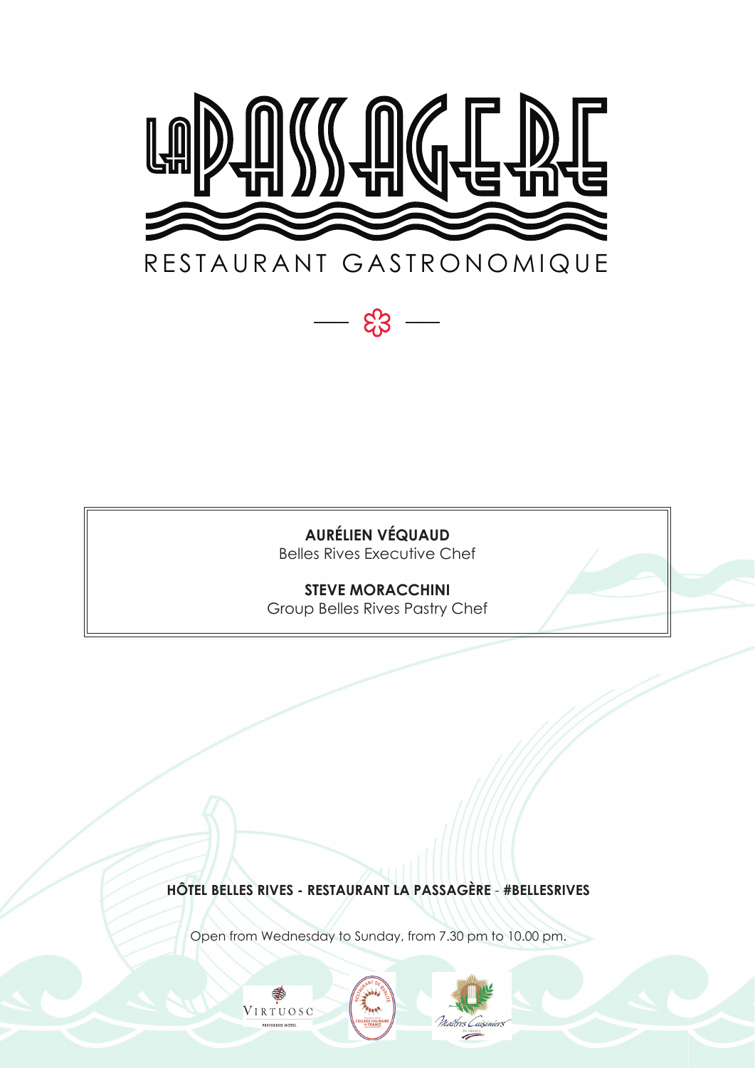# LA PASSAGÈRE

RESTAURANT GASTRONOMIQUE

**AURÉLIEN VÉQUAUD**
Belles Rives Executive Chef

**STEVE MORACCHINI**
Group Belles Rives Pastry Chef

**HÔTEL BELLES RIVES - RESTAURANT LA PASSAGÈRE - #BELLESRIVES**

Open from Wednesday to Sunday, from 7.30 pm to 10.00 pm.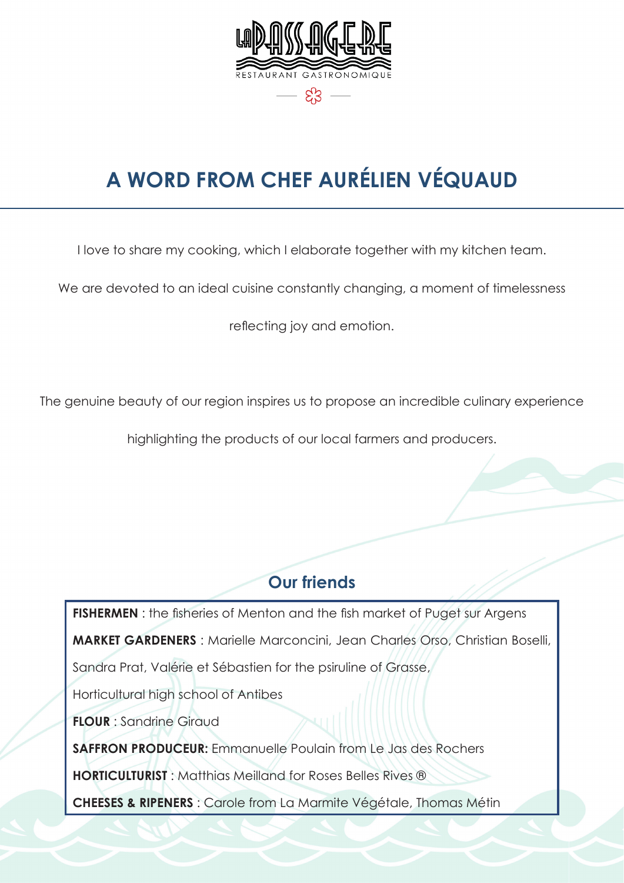LA PASSAGERE

RESTAURANT GASTRONOMIQUE

# A WORD FROM CHEF AURÉLIEN VÉQUAUD

I love to share my cooking, which I elaborate together with my kitchen team.

We are devoted to an ideal cuisine constantly changing, a moment of timelessness reflecting joy and emotion.

The genuine beauty of our region inspires us to propose an incredible culinary experience highlighting the products of our local farmers and producers.

## Our friends

**FISHERMEN** : the fisheries of Menton and the fish market of Puget sur Argens

**MARKET GARDENERS** : Marielle Marconcini, Jean Charles Orso, Christian Boselli, Sandra Prat, Valérie et Sébastien for the psiruline of Grasse, Horticultural high school of Antibes

**FLOUR** : Sandrine Giraud

**SAFFRON PRODUCEUR:** Emmanuelle Poulain from Le Jas des Rochers

**HORTICULTURIST** : Matthias Meilland for Roses Belles Rives ®

**CHEESES & RIPENERS** : Carole from La Marmite Végétale, Thomas Métin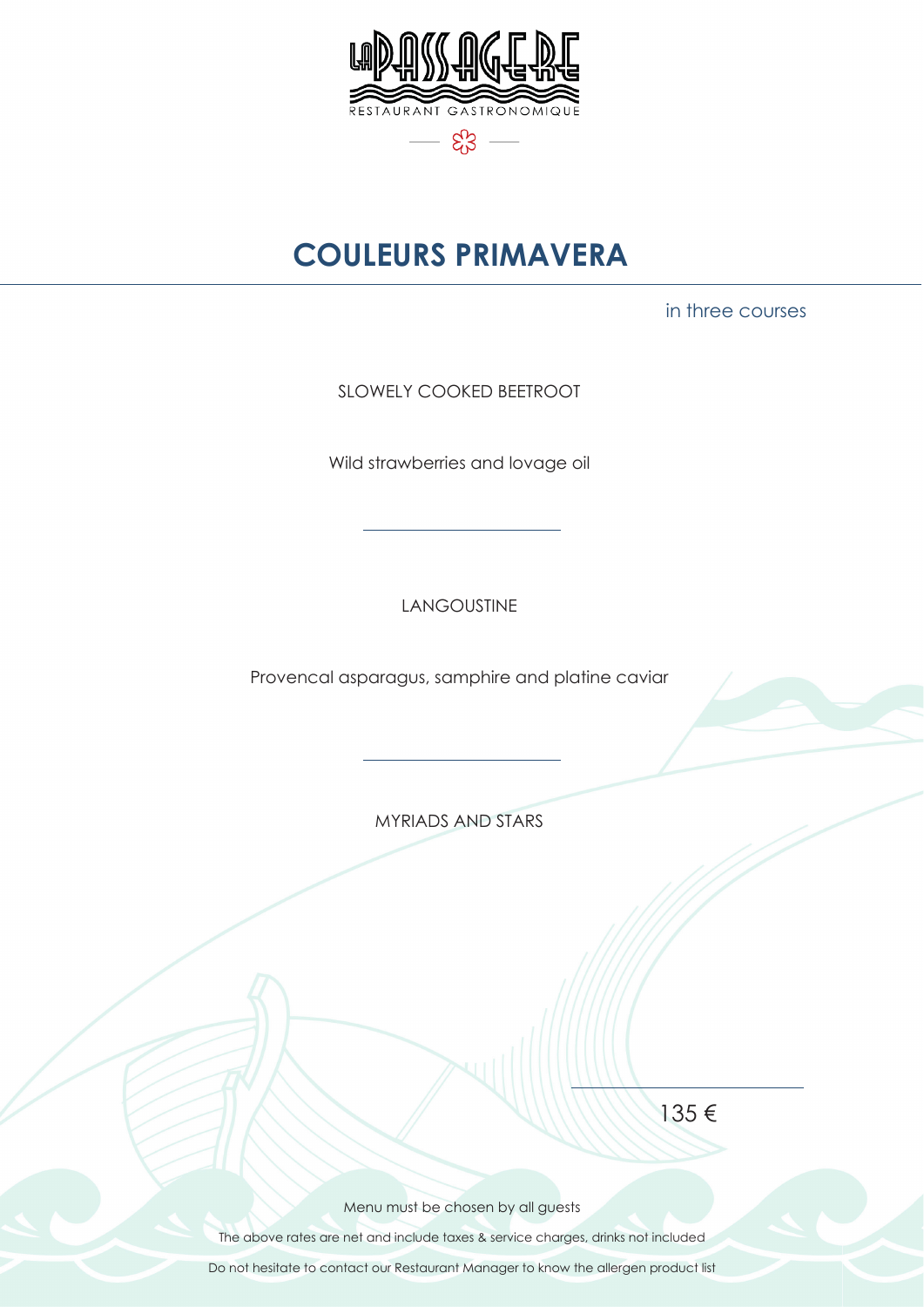LA PASSAGERE

RESTAURANT GASTRONOMIQUE

# COULEURS PRIMAVERA

in three courses

SLOWELY COOKED BEETROOT

Wild strawberries and lovage oil

---

LANGOUSTINE

Provencal asparagus, samphire and platine caviar

---

MYRIADS AND STARS

---

135 €

Menu must be chosen by all guests

The above rates are net and include taxes & service charges, drinks not included

Do not hesitate to contact our Restaurant Manager to know the allergen product list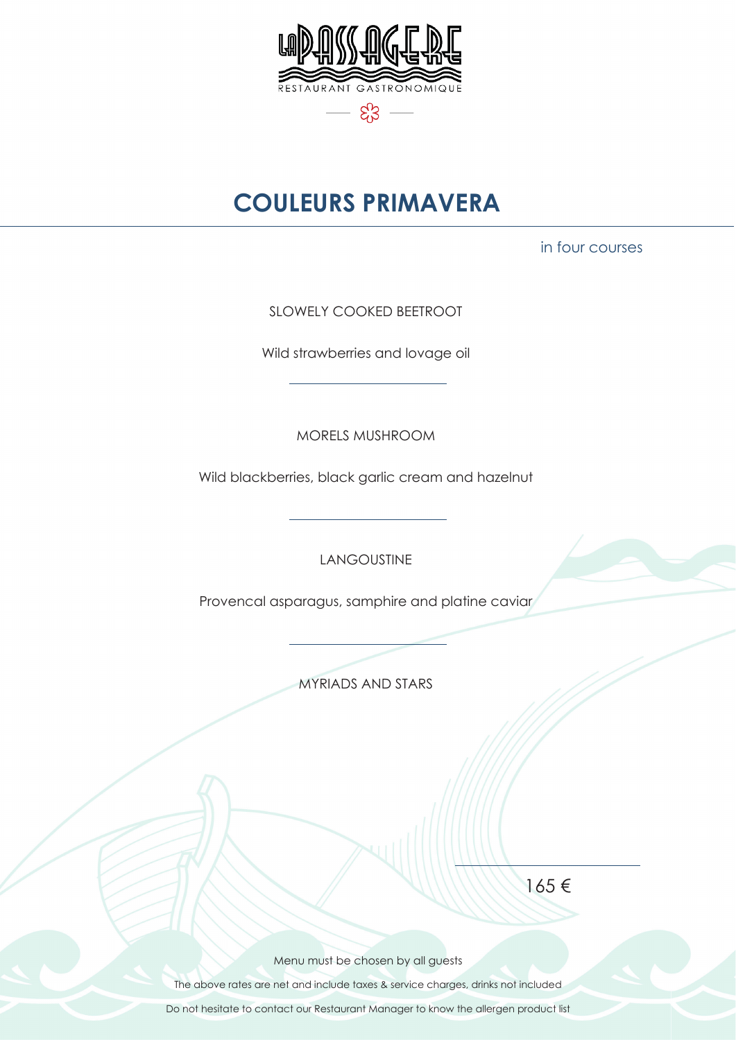LA PASSAGERE

RESTAURANT GASTRONOMIQUE

# COULEURS PRIMAVERA

in four courses

SLOWELY COOKED BEETROOT

Wild strawberries and lovage oil

---

MORELS MUSHROOM

Wild blackberries, black garlic cream and hazelnut

---

LANGOUSTINE

Provencal asparagus, samphire and platine caviar

---

MYRIADS AND STARS

---

165 €

Menu must be chosen by all guests

The above rates are net and include taxes & service charges, drinks not included

Do not hesitate to contact our Restaurant Manager to know the allergen product list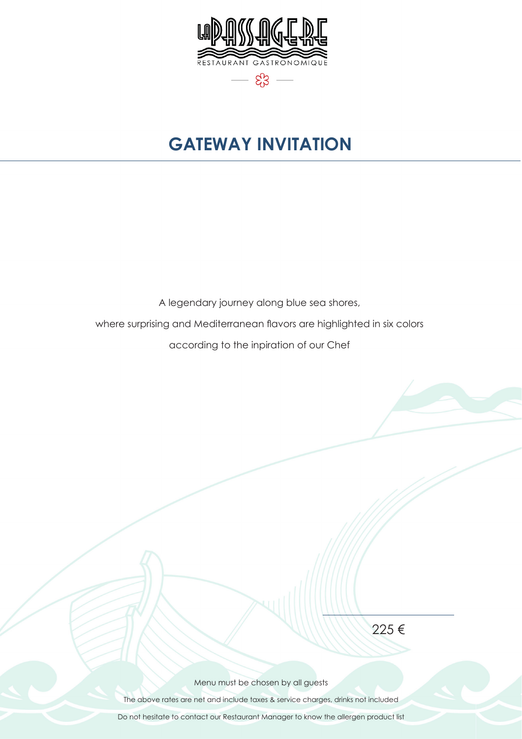LA PASSAGERE

RESTAURANT GASTRONOMIQUE

# GATEWAY INVITATION

A legendary journey along blue sea shores,

where surprising and Mediterranean flavors are highlighted in six colors

according to the inpiration of our Chef

225 €

Menu must be chosen by all guests

The above rates are net and include taxes & service charges, drinks not included

Do not hesitate to contact our Restaurant Manager to know the allergen product list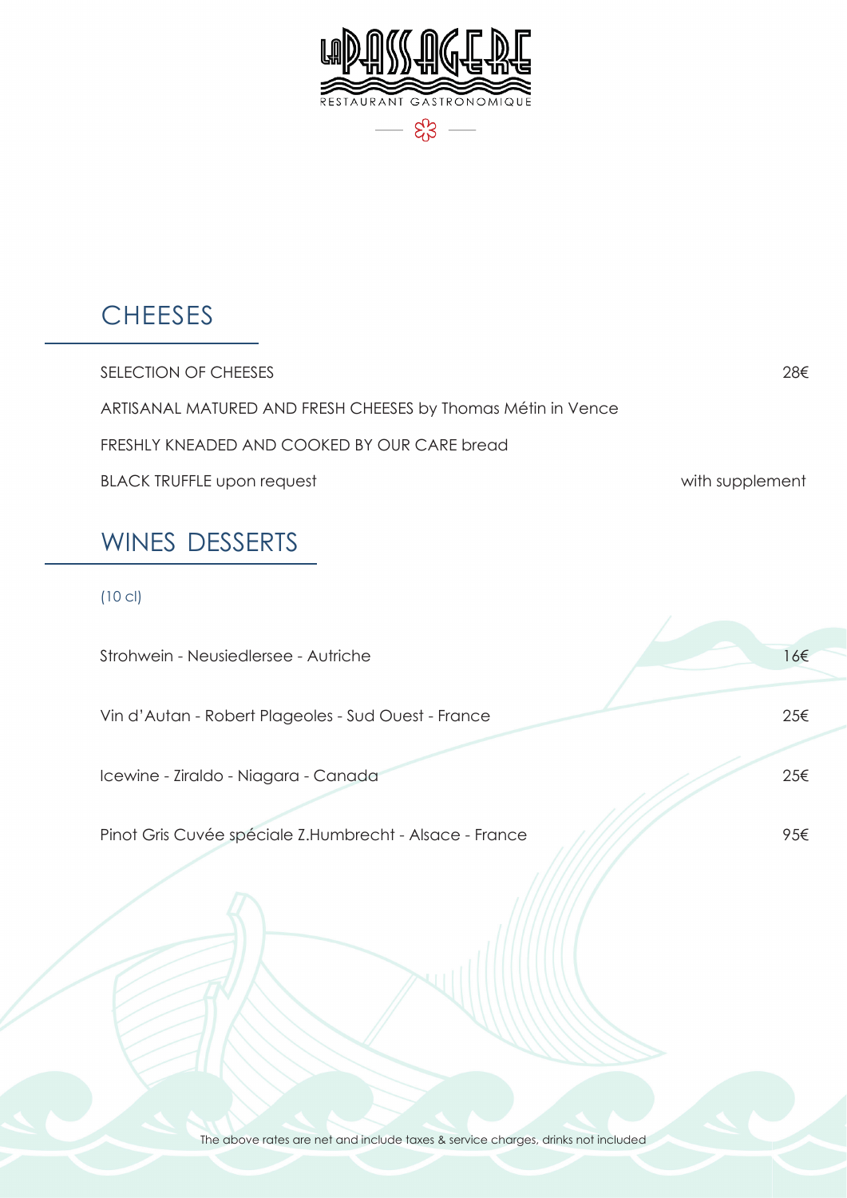# LA PASSAGERE

RESTAURANT GASTRONOMIQUE

## CHEESES

SELECTION OF CHEESES — 28€

ARTISANAL MATURED AND FRESH CHEESES by Thomas Métin in Vence

FRESHLY KNEADED AND COOKED BY OUR CARE bread

BLACK TRUFFLE upon request — with supplement

## WINES DESSERTS

(10 cl)

| Wine | Price |
| --- | --- |
| Strohwein - Neusiedlersee - Autriche | 16€ |
| Vin d'Autan - Robert Plageoles - Sud Ouest - France | 25€ |
| Icewine - Ziraldo - Niagara - Canada | 25€ |
| Pinot Gris Cuvée spéciale Z.Humbrecht - Alsace - France | 95€ |

The above rates are net and include taxes & service charges, drinks not included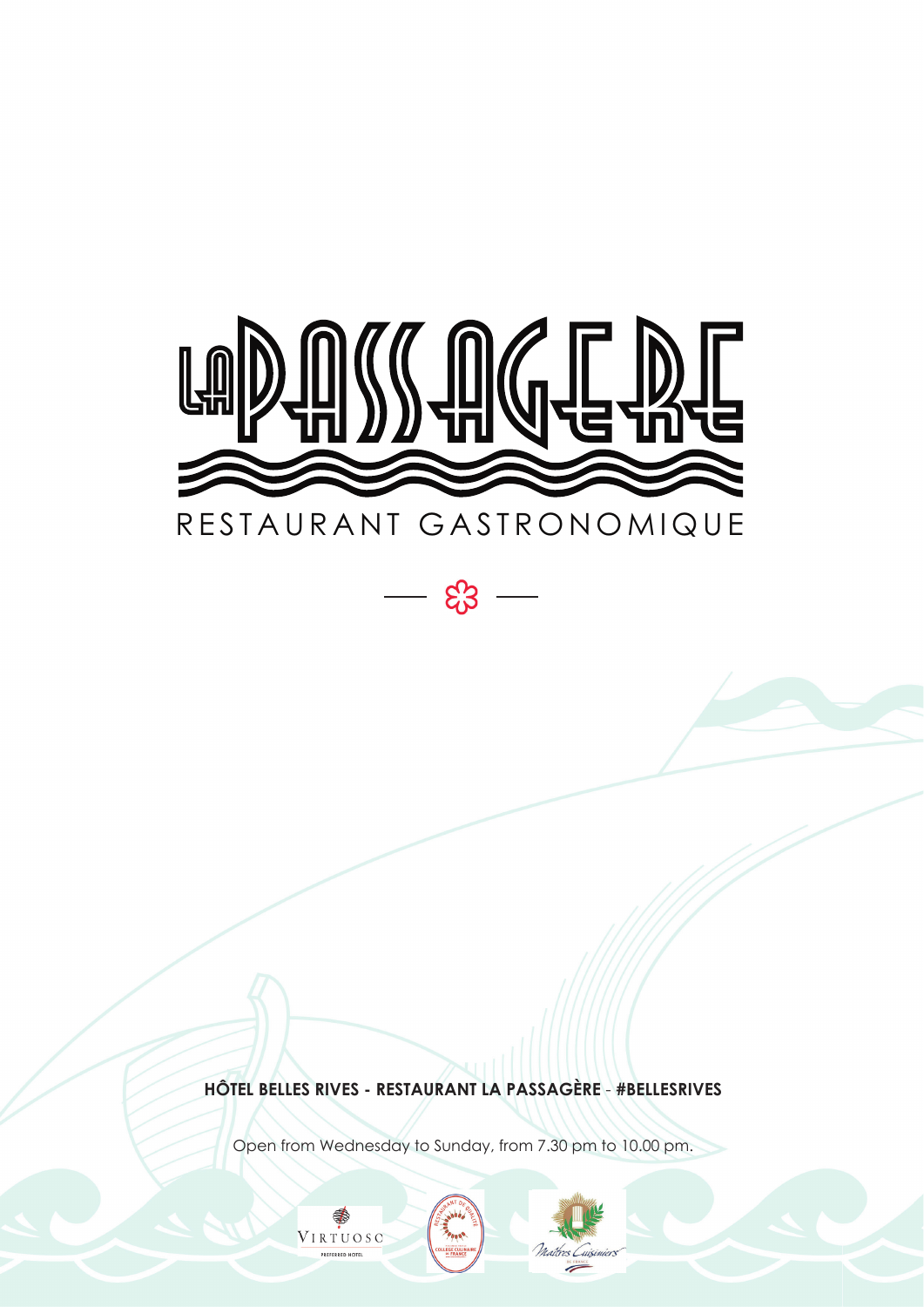# LA PASSAGÈRE

RESTAURANT GASTRONOMIQUE

**HÔTEL BELLES RIVES - RESTAURANT LA PASSAGÈRE - #BELLESRIVES**

Open from Wednesday to Sunday, from 7.30 pm to 10.00 pm.

VIRTUOSO PREFERRED HOTEL

RESTAURANT DE QUALITÉ COLLÈGE CULINAIRE DE FRANCE

Maîtres Cuisiniers de France